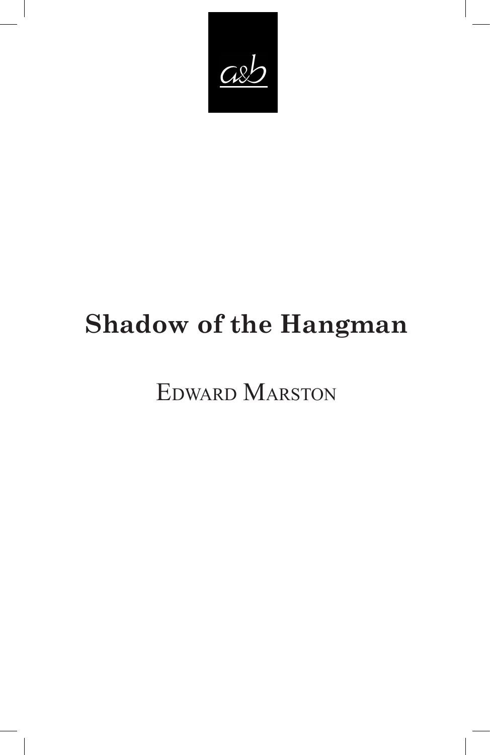a&b

# Shadow of the Hangman

Edward Marston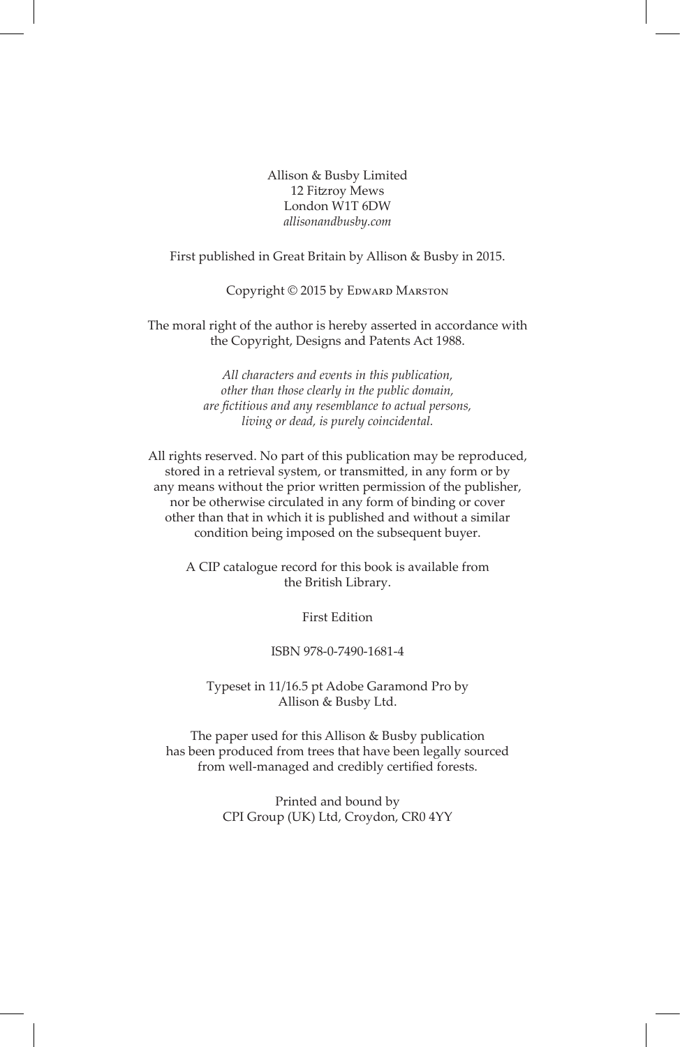Allison & Busby Limited
12 Fitzroy Mews
London W1T 6DW
*allisonandbusby.com*

First published in Great Britain by Allison & Busby in 2015.

Copyright © 2015 by Edward Marston

The moral right of the author is hereby asserted in accordance with the Copyright, Designs and Patents Act 1988.

*All characters and events in this publication, other than those clearly in the public domain, are fictitious and any resemblance to actual persons, living or dead, is purely coincidental.*

All rights reserved. No part of this publication may be reproduced, stored in a retrieval system, or transmitted, in any form or by any means without the prior written permission of the publisher, nor be otherwise circulated in any form of binding or cover other than that in which it is published and without a similar condition being imposed on the subsequent buyer.

A CIP catalogue record for this book is available from the British Library.

First Edition

ISBN 978-0-7490-1681-4

Typeset in 11/16.5 pt Adobe Garamond Pro by Allison & Busby Ltd.

The paper used for this Allison & Busby publication has been produced from trees that have been legally sourced from well-managed and credibly certified forests.

Printed and bound by
CPI Group (UK) Ltd, Croydon, CR0 4YY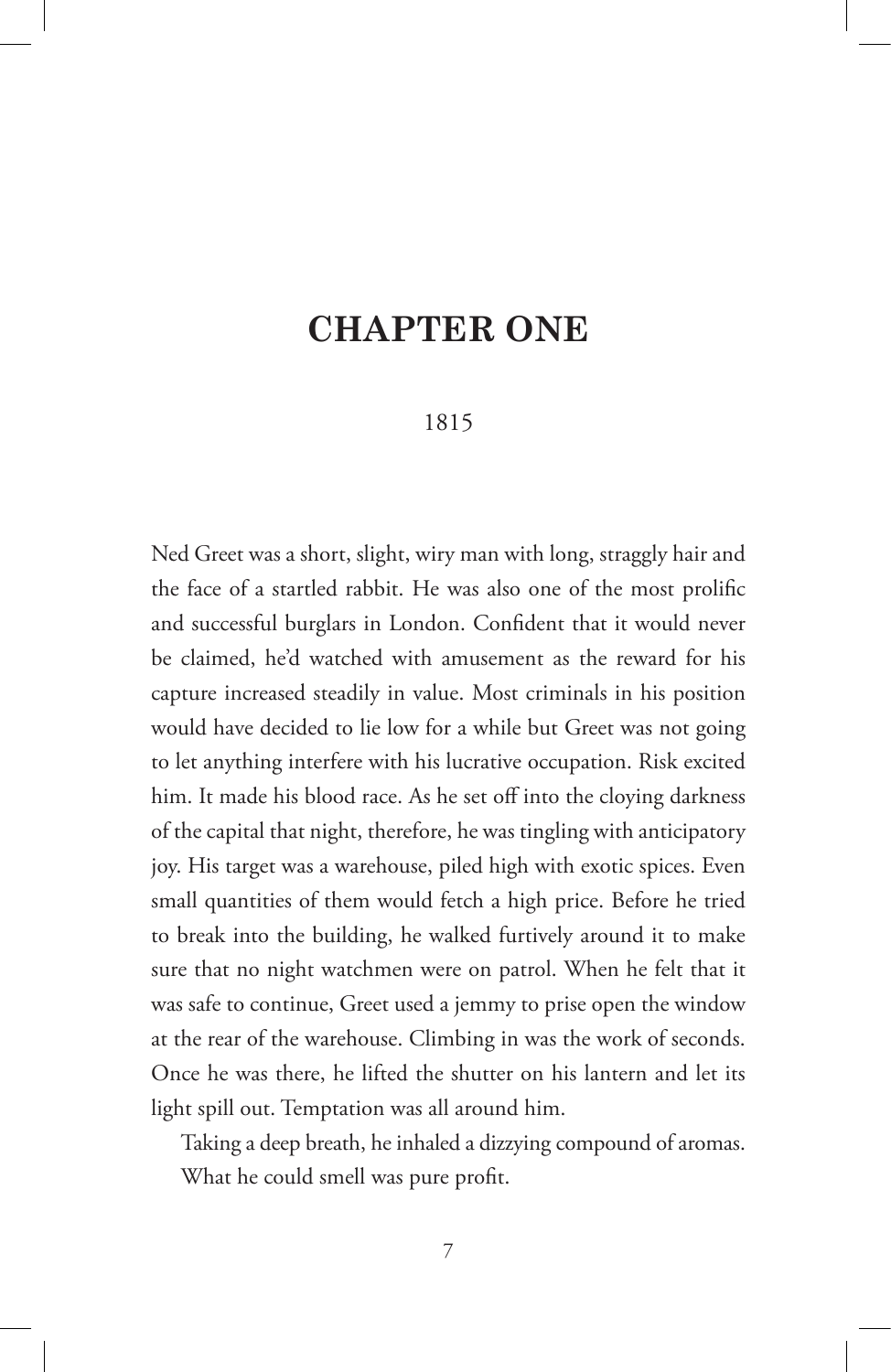# CHAPTER ONE

1815

Ned Greet was a short, slight, wiry man with long, straggly hair and the face of a startled rabbit. He was also one of the most prolific and successful burglars in London. Confident that it would never be claimed, he'd watched with amusement as the reward for his capture increased steadily in value. Most criminals in his position would have decided to lie low for a while but Greet was not going to let anything interfere with his lucrative occupation. Risk excited him. It made his blood race. As he set off into the cloying darkness of the capital that night, therefore, he was tingling with anticipatory joy. His target was a warehouse, piled high with exotic spices. Even small quantities of them would fetch a high price. Before he tried to break into the building, he walked furtively around it to make sure that no night watchmen were on patrol. When he felt that it was safe to continue, Greet used a jemmy to prise open the window at the rear of the warehouse. Climbing in was the work of seconds. Once he was there, he lifted the shutter on his lantern and let its light spill out. Temptation was all around him.

Taking a deep breath, he inhaled a dizzying compound of aromas. What he could smell was pure profit.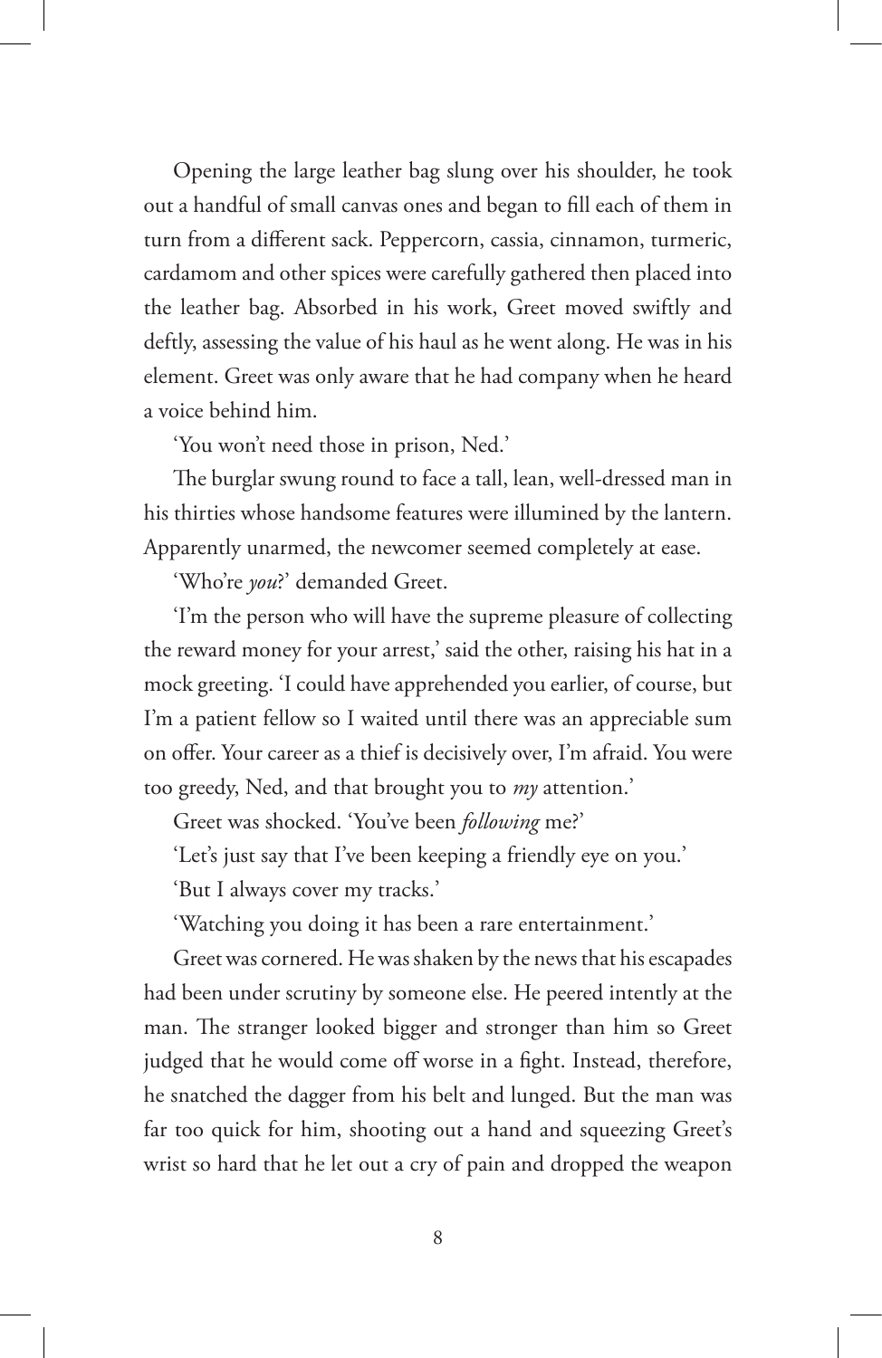Opening the large leather bag slung over his shoulder, he took out a handful of small canvas ones and began to fill each of them in turn from a different sack. Peppercorn, cassia, cinnamon, turmeric, cardamom and other spices were carefully gathered then placed into the leather bag. Absorbed in his work, Greet moved swiftly and deftly, assessing the value of his haul as he went along. He was in his element. Greet was only aware that he had company when he heard a voice behind him.

'You won't need those in prison, Ned.'

The burglar swung round to face a tall, lean, well-dressed man in his thirties whose handsome features were illumined by the lantern. Apparently unarmed, the newcomer seemed completely at ease.

'Who're *you*?' demanded Greet.

'I'm the person who will have the supreme pleasure of collecting the reward money for your arrest,' said the other, raising his hat in a mock greeting. 'I could have apprehended you earlier, of course, but I'm a patient fellow so I waited until there was an appreciable sum on offer. Your career as a thief is decisively over, I'm afraid. You were too greedy, Ned, and that brought you to *my* attention.'

Greet was shocked. 'You've been *following* me?'

'Let's just say that I've been keeping a friendly eye on you.'

'But I always cover my tracks.'

'Watching you doing it has been a rare entertainment.'

Greet was cornered. He was shaken by the news that his escapades had been under scrutiny by someone else. He peered intently at the man. The stranger looked bigger and stronger than him so Greet judged that he would come off worse in a fight. Instead, therefore, he snatched the dagger from his belt and lunged. But the man was far too quick for him, shooting out a hand and squeezing Greet's wrist so hard that he let out a cry of pain and dropped the weapon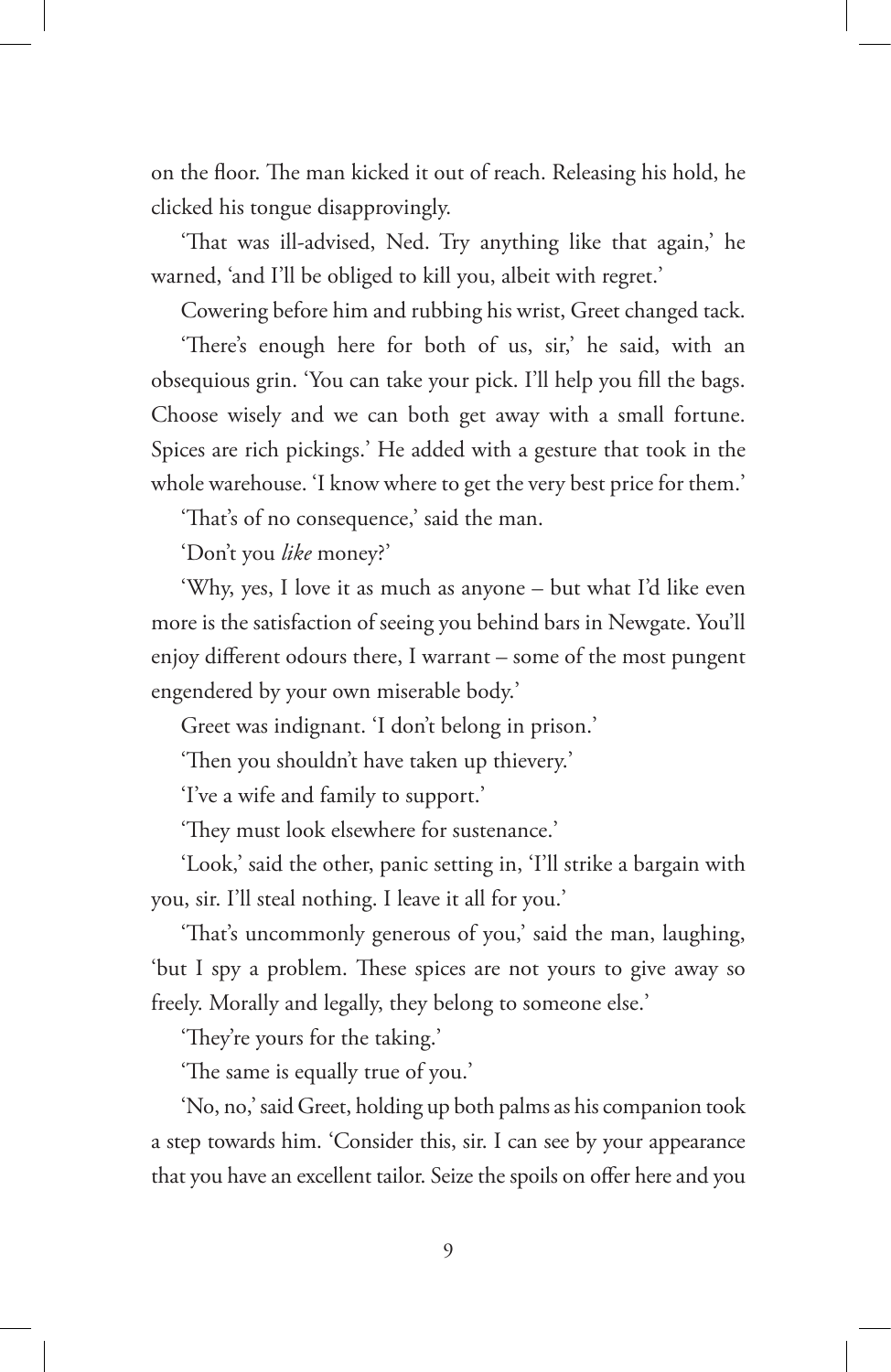on the floor. The man kicked it out of reach. Releasing his hold, he clicked his tongue disapprovingly.

'That was ill-advised, Ned. Try anything like that again,' he warned, 'and I'll be obliged to kill you, albeit with regret.'

Cowering before him and rubbing his wrist, Greet changed tack.

'There's enough here for both of us, sir,' he said, with an obsequious grin. 'You can take your pick. I'll help you fill the bags. Choose wisely and we can both get away with a small fortune. Spices are rich pickings.' He added with a gesture that took in the whole warehouse. 'I know where to get the very best price for them.'

'That's of no consequence,' said the man.

'Don't you *like* money?'

'Why, yes, I love it as much as anyone – but what I'd like even more is the satisfaction of seeing you behind bars in Newgate. You'll enjoy different odours there, I warrant – some of the most pungent engendered by your own miserable body.'

Greet was indignant. 'I don't belong in prison.'

'Then you shouldn't have taken up thievery.'

'I've a wife and family to support.'

'They must look elsewhere for sustenance.'

'Look,' said the other, panic setting in, 'I'll strike a bargain with you, sir. I'll steal nothing. I leave it all for you.'

'That's uncommonly generous of you,' said the man, laughing, 'but I spy a problem. These spices are not yours to give away so freely. Morally and legally, they belong to someone else.'

'They're yours for the taking.'

'The same is equally true of you.'

'No, no,' said Greet, holding up both palms as his companion took a step towards him. 'Consider this, sir. I can see by your appearance that you have an excellent tailor. Seize the spoils on offer here and you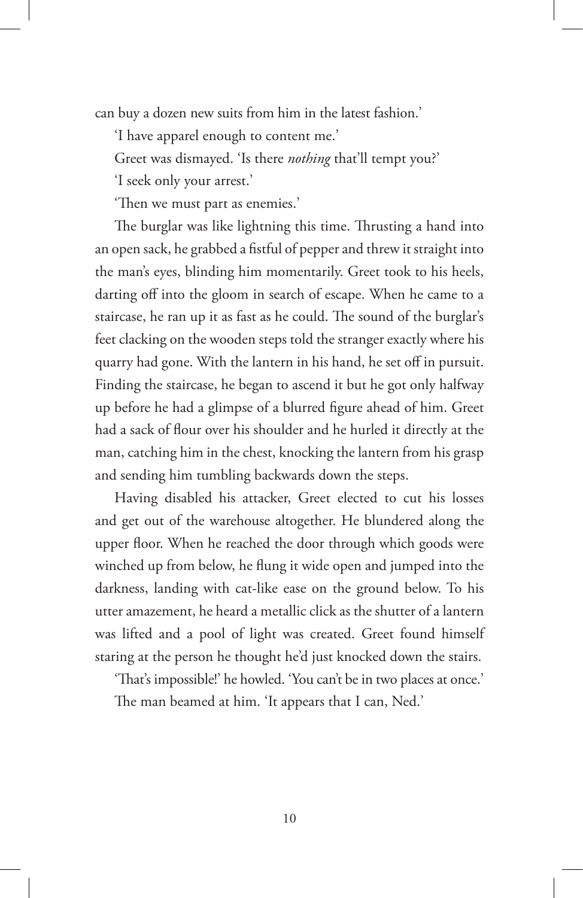can buy a dozen new suits from him in the latest fashion.'

'I have apparel enough to content me.'

Greet was dismayed. 'Is there *nothing* that'll tempt you?'

'I seek only your arrest.'

'Then we must part as enemies.'

The burglar was like lightning this time. Thrusting a hand into an open sack, he grabbed a fistful of pepper and threw it straight into the man's eyes, blinding him momentarily. Greet took to his heels, darting off into the gloom in search of escape. When he came to a staircase, he ran up it as fast as he could. The sound of the burglar's feet clacking on the wooden steps told the stranger exactly where his quarry had gone. With the lantern in his hand, he set off in pursuit. Finding the staircase, he began to ascend it but he got only halfway up before he had a glimpse of a blurred figure ahead of him. Greet had a sack of flour over his shoulder and he hurled it directly at the man, catching him in the chest, knocking the lantern from his grasp and sending him tumbling backwards down the steps.

Having disabled his attacker, Greet elected to cut his losses and get out of the warehouse altogether. He blundered along the upper floor. When he reached the door through which goods were winched up from below, he flung it wide open and jumped into the darkness, landing with cat-like ease on the ground below. To his utter amazement, he heard a metallic click as the shutter of a lantern was lifted and a pool of light was created. Greet found himself staring at the person he thought he'd just knocked down the stairs.

'That's impossible!' he howled. 'You can't be in two places at once.'

The man beamed at him. 'It appears that I can, Ned.'